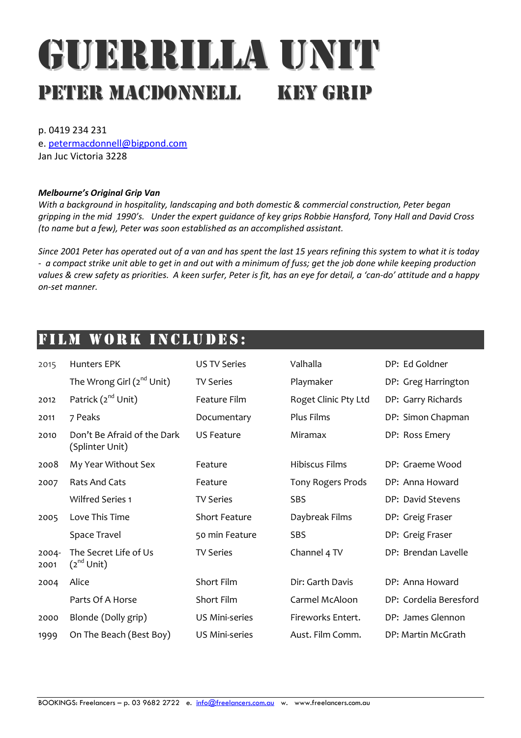# GUERRILLA UNIT

## PETER MACDONNELL KEY GRIP

p. 0419 234 231
e. petermacdonnell@bigpond.com
Jan Juc Victoria 3228

***Melbourne's Original Grip Van***
*With a background in hospitality, landscaping and both domestic & commercial construction, Peter began gripping in the mid 1990's. Under the expert guidance of key grips Robbie Hansford, Tony Hall and David Cross (to name but a few), Peter was soon established as an accomplished assistant.*

*Since 2001 Peter has operated out of a van and has spent the last 15 years refining this system to what it is today - a compact strike unit able to get in and out with a minimum of fuss; get the job done while keeping production values & crew safety as priorities. A keen surfer, Peter is fit, has an eye for detail, a 'can-do' attitude and a happy on-set manner.*

## FILM WORK INCLUDES:

| | | | | |
|---|---|---|---|---|
| 2015 | Hunters EPK | US TV Series | Valhalla | DP: Ed Goldner |
| | The Wrong Girl (2nd Unit) | TV Series | Playmaker | DP: Greg Harrington |
| 2012 | Patrick (2nd Unit) | Feature Film | Roget Clinic Pty Ltd | DP: Garry Richards |
| 2011 | 7 Peaks | Documentary | Plus Films | DP: Simon Chapman |
| 2010 | Don't Be Afraid of the Dark (Splinter Unit) | US Feature | Miramax | DP: Ross Emery |
| 2008 | My Year Without Sex | Feature | Hibiscus Films | DP: Graeme Wood |
| 2007 | Rats And Cats | Feature | Tony Rogers Prods | DP: Anna Howard |
| | Wilfred Series 1 | TV Series | SBS | DP: David Stevens |
| 2005 | Love This Time | Short Feature | Daybreak Films | DP: Greig Fraser |
| | Space Travel | 50 min Feature | SBS | DP: Greig Fraser |
| 2004-2001 | The Secret Life of Us (2nd Unit) | TV Series | Channel 4 TV | DP: Brendan Lavelle |
| 2004 | Alice | Short Film | Dir: Garth Davis | DP: Anna Howard |
| | Parts Of A Horse | Short Film | Carmel McAloon | DP: Cordelia Beresford |
| 2000 | Blonde (Dolly grip) | US Mini-series | Fireworks Entert. | DP: James Glennon |
| 1999 | On The Beach (Best Boy) | US Mini-series | Aust. Film Comm. | DP: Martin McGrath |

BOOKINGS: Freelancers – p. 03 9682 2722 e. info@freelancers.com.au w. www.freelancers.com.au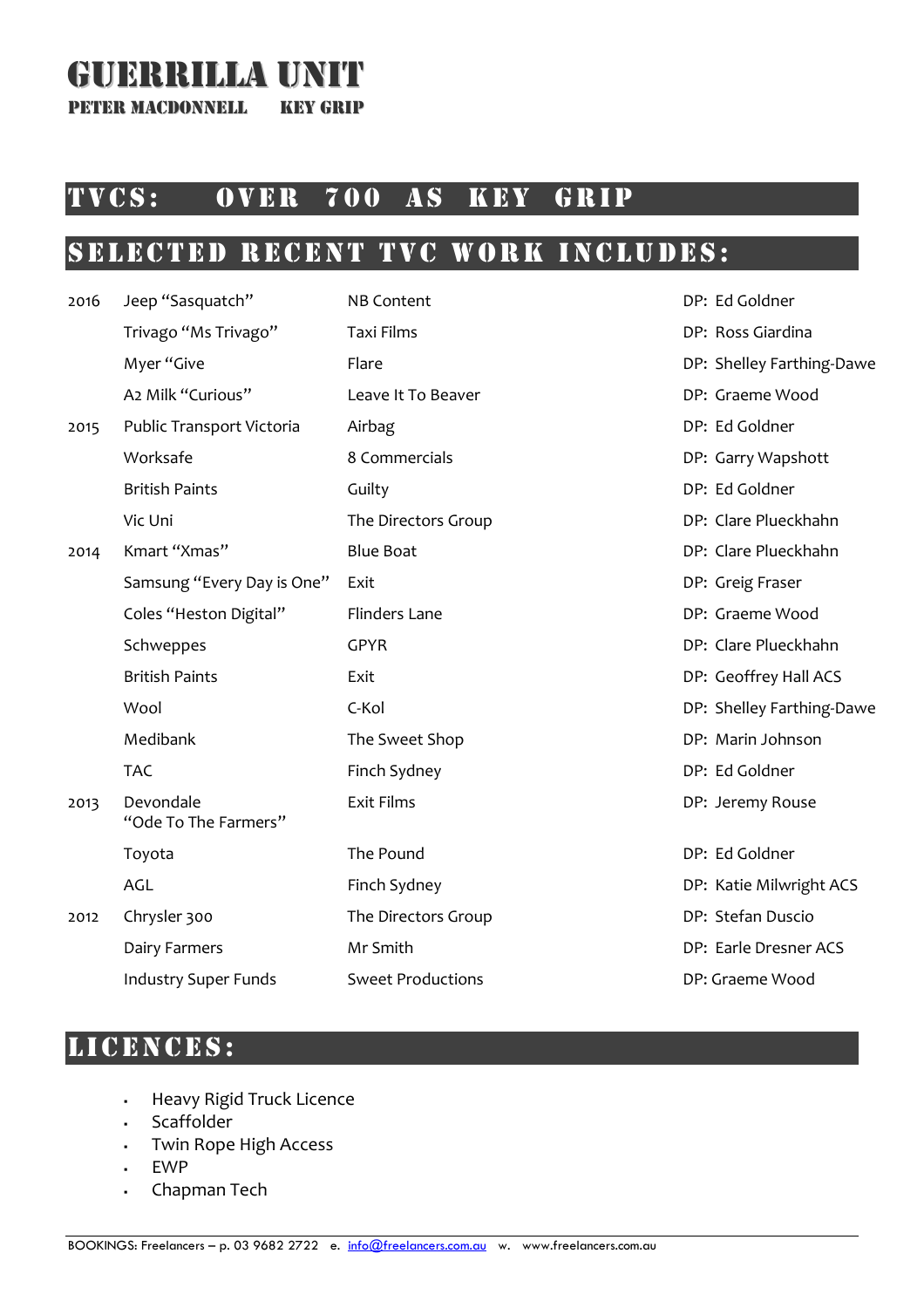# GUERRILLA UNIT

**PETER MACDONNELL KEY GRIP**

## TVCS: OVER 700 AS KEY GRIP

## SELECTED RECENT TVC WORK INCLUDES:

| | | | |
|---|---|---|---|
| 2016 | Jeep "Sasquatch" | NB Content | DP: Ed Goldner |
| | Trivago "Ms Trivago" | Taxi Films | DP: Ross Giardina |
| | Myer "Give | Flare | DP: Shelley Farthing-Dawe |
| | A2 Milk "Curious" | Leave It To Beaver | DP: Graeme Wood |
| 2015 | Public Transport Victoria | Airbag | DP: Ed Goldner |
| | Worksafe | 8 Commercials | DP: Garry Wapshott |
| | British Paints | Guilty | DP: Ed Goldner |
| | Vic Uni | The Directors Group | DP: Clare Plueckhahn |
| 2014 | Kmart "Xmas" | Blue Boat | DP: Clare Plueckhahn |
| | Samsung "Every Day is One" | Exit | DP: Greig Fraser |
| | Coles "Heston Digital" | Flinders Lane | DP: Graeme Wood |
| | Schweppes | GPYR | DP: Clare Plueckhahn |
| | British Paints | Exit | DP: Geoffrey Hall ACS |
| | Wool | C-Kol | DP: Shelley Farthing-Dawe |
| | Medibank | The Sweet Shop | DP: Marin Johnson |
| | TAC | Finch Sydney | DP: Ed Goldner |
| 2013 | Devondale "Ode To The Farmers" | Exit Films | DP: Jeremy Rouse |
| | Toyota | The Pound | DP: Ed Goldner |
| | AGL | Finch Sydney | DP: Katie Milwright ACS |
| 2012 | Chrysler 300 | The Directors Group | DP: Stefan Duscio |
| | Dairy Farmers | Mr Smith | DP: Earle Dresner ACS |
| | Industry Super Funds | Sweet Productions | DP: Graeme Wood |

## LICENCES:

- Heavy Rigid Truck Licence
- Scaffolder
- Twin Rope High Access
- EWP
- Chapman Tech

BOOKINGS: Freelancers – p. 03 9682 2722 e. info@freelancers.com.au w. www.freelancers.com.au